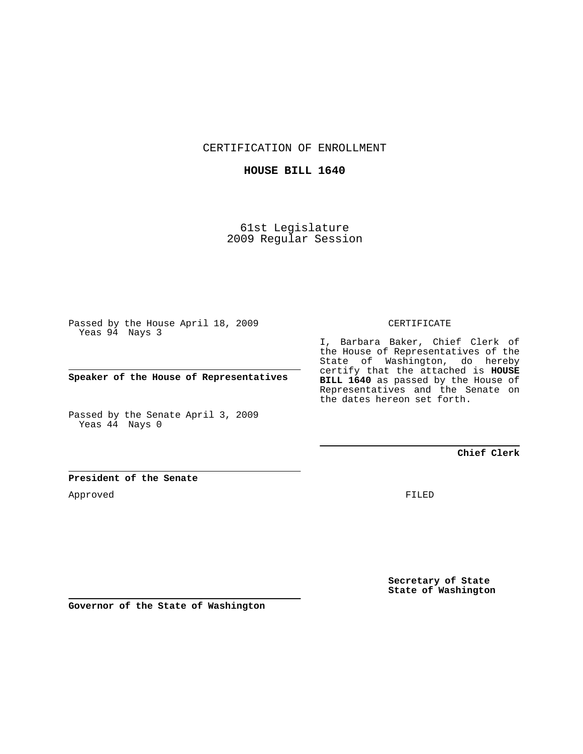CERTIFICATION OF ENROLLMENT

**HOUSE BILL 1640**

61st Legislature
2009 Regular Session

Passed by the House April 18, 2009
Yeas 94 Nays 3

**Speaker of the House of Representatives**

Passed by the Senate April 3, 2009
Yeas 44 Nays 0

**President of the Senate**

Approved

**Governor of the State of Washington**

CERTIFICATE

I, Barbara Baker, Chief Clerk of the House of Representatives of the State of Washington, do hereby certify that the attached is **HOUSE BILL 1640** as passed by the House of Representatives and the Senate on the dates hereon set forth.

**Chief Clerk**

FILED

**Secretary of State**
**State of Washington**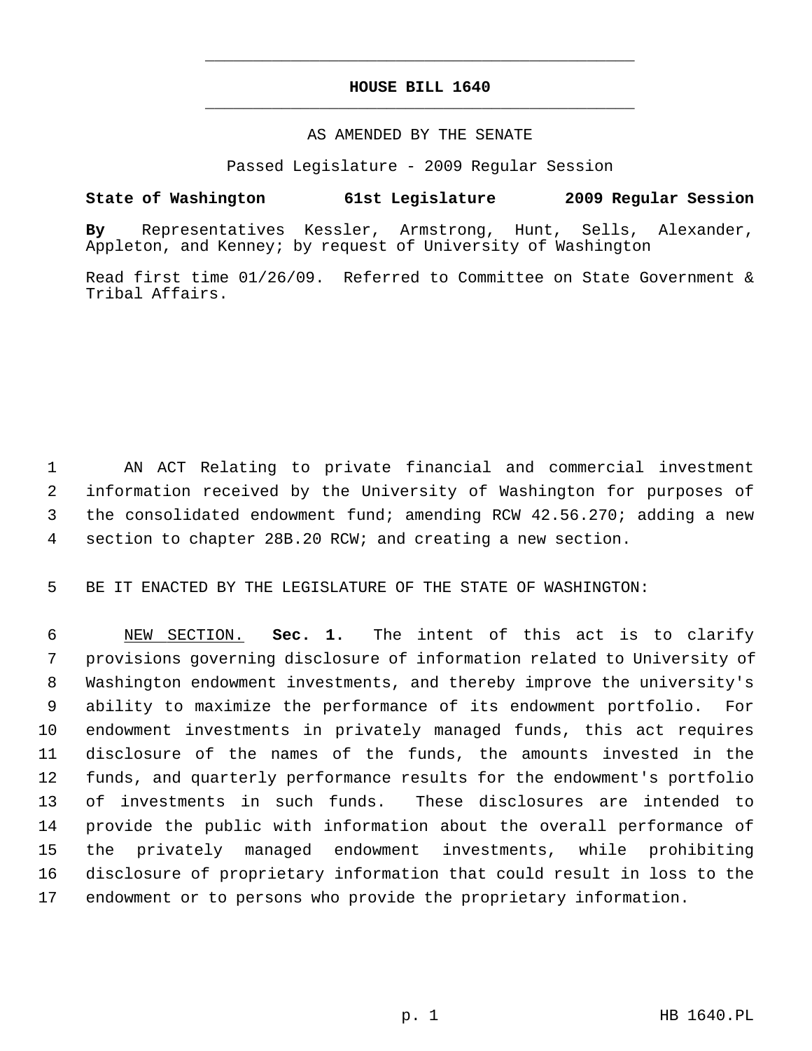# HOUSE BILL 1640

AS AMENDED BY THE SENATE

Passed Legislature - 2009 Regular Session

**State of Washington 61st Legislature 2009 Regular Session**

**By** Representatives Kessler, Armstrong, Hunt, Sells, Alexander, Appleton, and Kenney; by request of University of Washington

Read first time 01/26/09. Referred to Committee on State Government & Tribal Affairs.

AN ACT Relating to private financial and commercial investment information received by the University of Washington for purposes of the consolidated endowment fund; amending RCW 42.56.270; adding a new section to chapter 28B.20 RCW; and creating a new section.

BE IT ENACTED BY THE LEGISLATURE OF THE STATE OF WASHINGTON:

NEW SECTION. **Sec. 1.** The intent of this act is to clarify provisions governing disclosure of information related to University of Washington endowment investments, and thereby improve the university's ability to maximize the performance of its endowment portfolio. For endowment investments in privately managed funds, this act requires disclosure of the names of the funds, the amounts invested in the funds, and quarterly performance results for the endowment's portfolio of investments in such funds. These disclosures are intended to provide the public with information about the overall performance of the privately managed endowment investments, while prohibiting disclosure of proprietary information that could result in loss to the endowment or to persons who provide the proprietary information.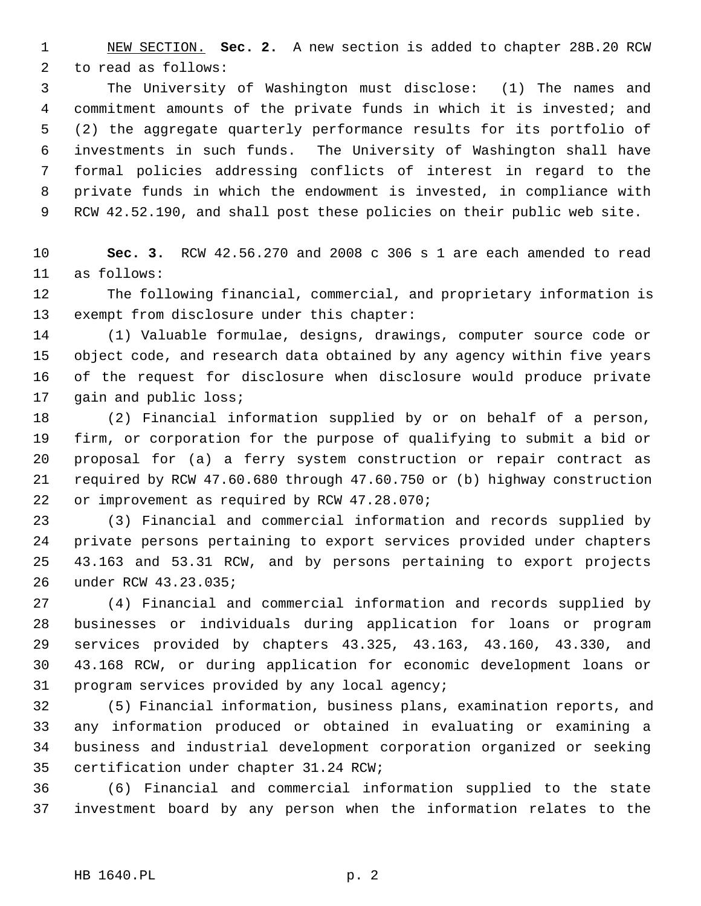NEW SECTION. **Sec. 2.** A new section is added to chapter 28B.20 RCW to read as follows:

The University of Washington must disclose: (1) The names and commitment amounts of the private funds in which it is invested; and (2) the aggregate quarterly performance results for its portfolio of investments in such funds. The University of Washington shall have formal policies addressing conflicts of interest in regard to the private funds in which the endowment is invested, in compliance with RCW 42.52.190, and shall post these policies on their public web site.

**Sec. 3.** RCW 42.56.270 and 2008 c 306 s 1 are each amended to read as follows:

The following financial, commercial, and proprietary information is exempt from disclosure under this chapter:

(1) Valuable formulae, designs, drawings, computer source code or object code, and research data obtained by any agency within five years of the request for disclosure when disclosure would produce private gain and public loss;

(2) Financial information supplied by or on behalf of a person, firm, or corporation for the purpose of qualifying to submit a bid or proposal for (a) a ferry system construction or repair contract as required by RCW 47.60.680 through 47.60.750 or (b) highway construction or improvement as required by RCW 47.28.070;

(3) Financial and commercial information and records supplied by private persons pertaining to export services provided under chapters 43.163 and 53.31 RCW, and by persons pertaining to export projects under RCW 43.23.035;

(4) Financial and commercial information and records supplied by businesses or individuals during application for loans or program services provided by chapters 43.325, 43.163, 43.160, 43.330, and 43.168 RCW, or during application for economic development loans or program services provided by any local agency;

(5) Financial information, business plans, examination reports, and any information produced or obtained in evaluating or examining a business and industrial development corporation organized or seeking certification under chapter 31.24 RCW;

(6) Financial and commercial information supplied to the state investment board by any person when the information relates to the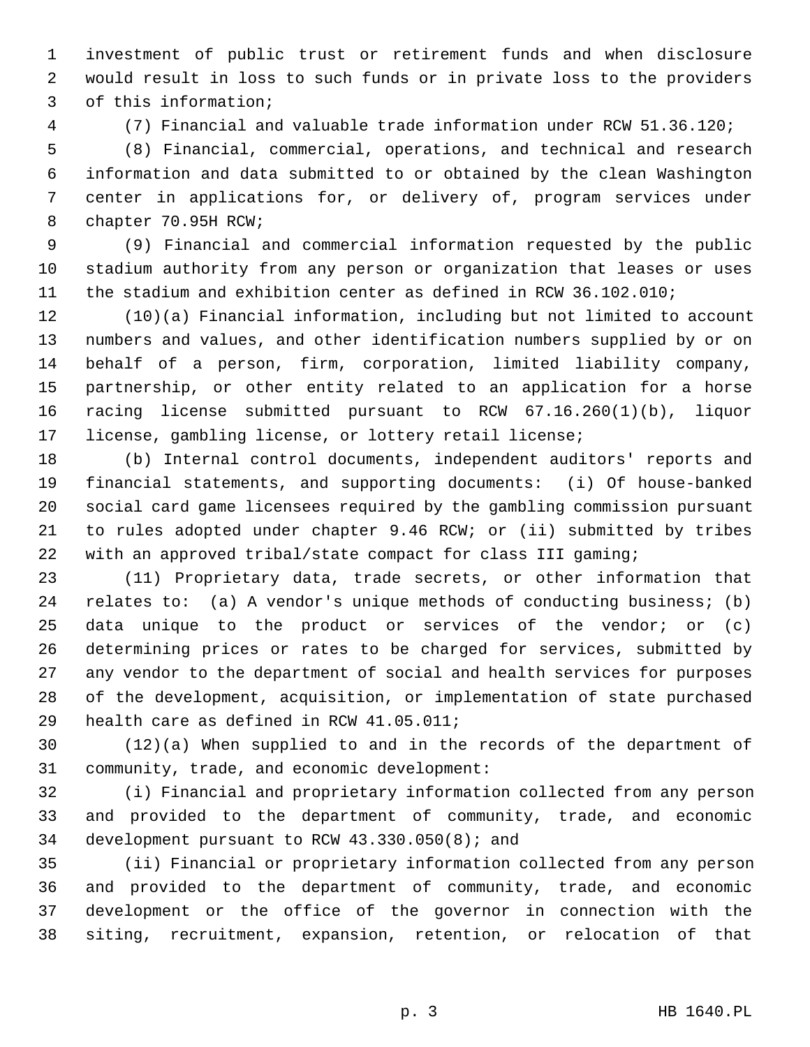investment of public trust or retirement funds and when disclosure would result in loss to such funds or in private loss to the providers of this information;

(7) Financial and valuable trade information under RCW 51.36.120;

(8) Financial, commercial, operations, and technical and research information and data submitted to or obtained by the clean Washington center in applications for, or delivery of, program services under chapter 70.95H RCW;

(9) Financial and commercial information requested by the public stadium authority from any person or organization that leases or uses the stadium and exhibition center as defined in RCW 36.102.010;

(10)(a) Financial information, including but not limited to account numbers and values, and other identification numbers supplied by or on behalf of a person, firm, corporation, limited liability company, partnership, or other entity related to an application for a horse racing license submitted pursuant to RCW 67.16.260(1)(b), liquor license, gambling license, or lottery retail license;

(b) Internal control documents, independent auditors' reports and financial statements, and supporting documents: (i) Of house-banked social card game licensees required by the gambling commission pursuant to rules adopted under chapter 9.46 RCW; or (ii) submitted by tribes with an approved tribal/state compact for class III gaming;

(11) Proprietary data, trade secrets, or other information that relates to: (a) A vendor's unique methods of conducting business; (b) data unique to the product or services of the vendor; or (c) determining prices or rates to be charged for services, submitted by any vendor to the department of social and health services for purposes of the development, acquisition, or implementation of state purchased health care as defined in RCW 41.05.011;

(12)(a) When supplied to and in the records of the department of community, trade, and economic development:

(i) Financial and proprietary information collected from any person and provided to the department of community, trade, and economic development pursuant to RCW 43.330.050(8); and

(ii) Financial or proprietary information collected from any person and provided to the department of community, trade, and economic development or the office of the governor in connection with the siting, recruitment, expansion, retention, or relocation of that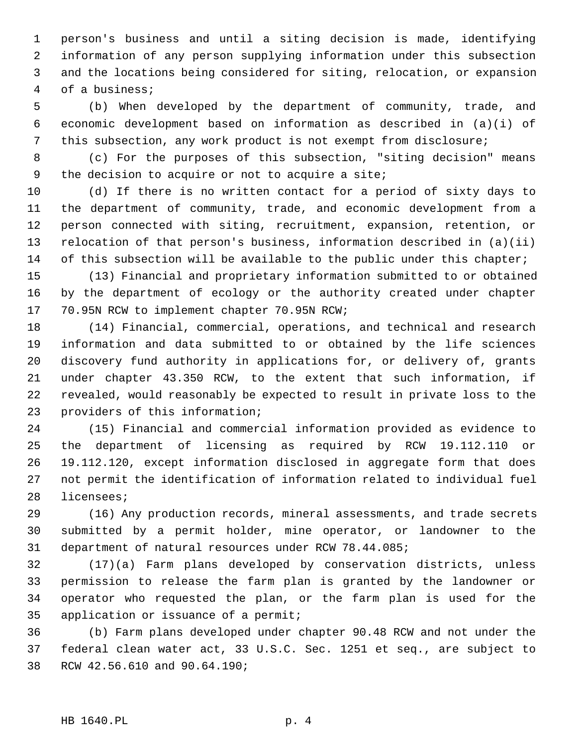person's business and until a siting decision is made, identifying information of any person supplying information under this subsection and the locations being considered for siting, relocation, or expansion of a business;

(b) When developed by the department of community, trade, and economic development based on information as described in (a)(i) of this subsection, any work product is not exempt from disclosure;

(c) For the purposes of this subsection, "siting decision" means the decision to acquire or not to acquire a site;

(d) If there is no written contact for a period of sixty days to the department of community, trade, and economic development from a person connected with siting, recruitment, expansion, retention, or relocation of that person's business, information described in (a)(ii) of this subsection will be available to the public under this chapter;

(13) Financial and proprietary information submitted to or obtained by the department of ecology or the authority created under chapter 70.95N RCW to implement chapter 70.95N RCW;

(14) Financial, commercial, operations, and technical and research information and data submitted to or obtained by the life sciences discovery fund authority in applications for, or delivery of, grants under chapter 43.350 RCW, to the extent that such information, if revealed, would reasonably be expected to result in private loss to the providers of this information;

(15) Financial and commercial information provided as evidence to the department of licensing as required by RCW 19.112.110 or 19.112.120, except information disclosed in aggregate form that does not permit the identification of information related to individual fuel licensees;

(16) Any production records, mineral assessments, and trade secrets submitted by a permit holder, mine operator, or landowner to the department of natural resources under RCW 78.44.085;

(17)(a) Farm plans developed by conservation districts, unless permission to release the farm plan is granted by the landowner or operator who requested the plan, or the farm plan is used for the application or issuance of a permit;

(b) Farm plans developed under chapter 90.48 RCW and not under the federal clean water act, 33 U.S.C. Sec. 1251 et seq., are subject to RCW 42.56.610 and 90.64.190;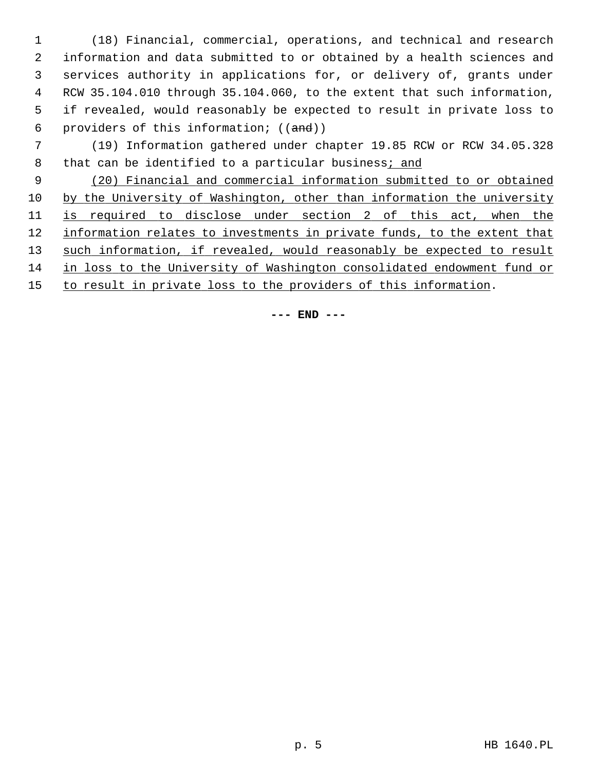(18) Financial, commercial, operations, and technical and research information and data submitted to or obtained by a health sciences and services authority in applications for, or delivery of, grants under RCW 35.104.010 through 35.104.060, to the extent that such information, if revealed, would reasonably be expected to result in private loss to providers of this information; ((~~and~~))

(19) Information gathered under chapter 19.85 RCW or RCW 34.05.328 that can be identified to a particular business<u>; and</u>

<u>(20) Financial and commercial information submitted to or obtained by the University of Washington, other than information the university is required to disclose under section 2 of this act, when the information relates to investments in private funds, to the extent that such information, if revealed, would reasonably be expected to result in loss to the University of Washington consolidated endowment fund or to result in private loss to the providers of this information</u>.

**--- END ---**